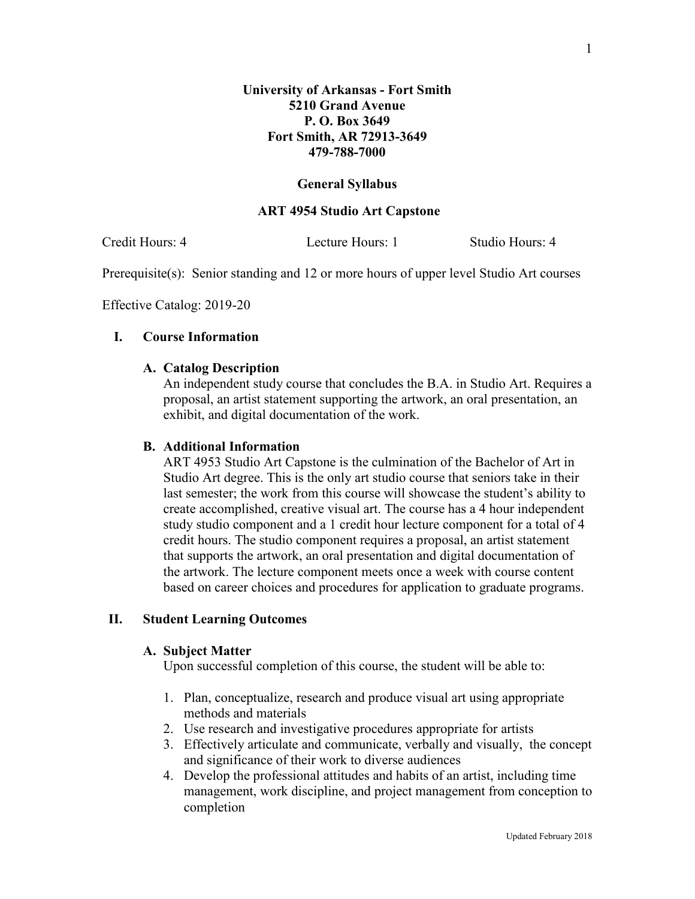**University of Arkansas - Fort Smith**
**5210 Grand Avenue**
**P. O. Box 3649**
**Fort Smith, AR 72913-3649**
**479-788-7000**

**General Syllabus**

**ART 4954 Studio Art Capstone**

Credit Hours: 4 Lecture Hours: 1 Studio Hours: 4

Prerequisite(s): Senior standing and 12 or more hours of upper level Studio Art courses

Effective Catalog: 2019-20

## I. Course Information

### A. Catalog Description

An independent study course that concludes the B.A. in Studio Art. Requires a proposal, an artist statement supporting the artwork, an oral presentation, an exhibit, and digital documentation of the work.

### B. Additional Information

ART 4953 Studio Art Capstone is the culmination of the Bachelor of Art in Studio Art degree. This is the only art studio course that seniors take in their last semester; the work from this course will showcase the student's ability to create accomplished, creative visual art. The course has a 4 hour independent study studio component and a 1 credit hour lecture component for a total of 4 credit hours. The studio component requires a proposal, an artist statement that supports the artwork, an oral presentation and digital documentation of the artwork. The lecture component meets once a week with course content based on career choices and procedures for application to graduate programs.

## II. Student Learning Outcomes

### A. Subject Matter

Upon successful completion of this course, the student will be able to:

1. Plan, conceptualize, research and produce visual art using appropriate methods and materials
2. Use research and investigative procedures appropriate for artists
3. Effectively articulate and communicate, verbally and visually, the concept and significance of their work to diverse audiences
4. Develop the professional attitudes and habits of an artist, including time management, work discipline, and project management from conception to completion

Updated February 2018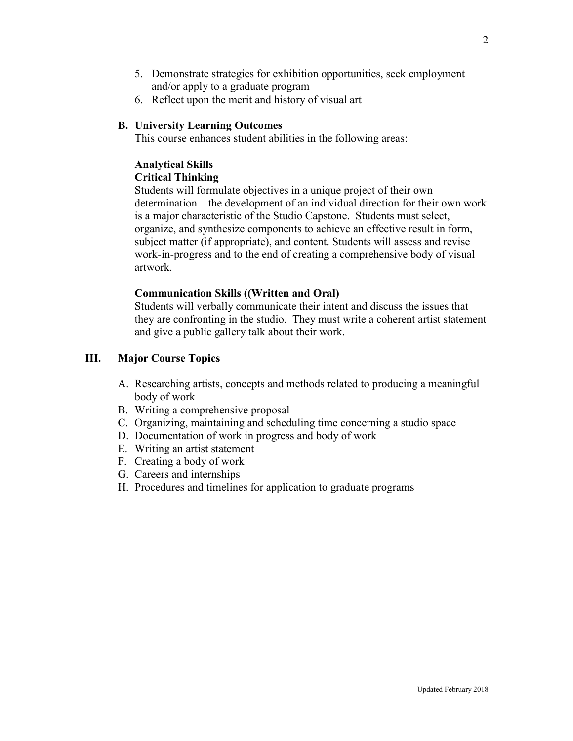5. Demonstrate strategies for exhibition opportunities, seek employment and/or apply to a graduate program
6. Reflect upon the merit and history of visual art

**B. University Learning Outcomes**

This course enhances student abilities in the following areas:

**Analytical Skills**
**Critical Thinking**

Students will formulate objectives in a unique project of their own determination—the development of an individual direction for their own work is a major characteristic of the Studio Capstone. Students must select, organize, and synthesize components to achieve an effective result in form, subject matter (if appropriate), and content. Students will assess and revise work-in-progress and to the end of creating a comprehensive body of visual artwork.

**Communication Skills ((Written and Oral)**

Students will verbally communicate their intent and discuss the issues that they are confronting in the studio. They must write a coherent artist statement and give a public gallery talk about their work.

## III. Major Course Topics

A. Researching artists, concepts and methods related to producing a meaningful body of work
B. Writing a comprehensive proposal
C. Organizing, maintaining and scheduling time concerning a studio space
D. Documentation of work in progress and body of work
E. Writing an artist statement
F. Creating a body of work
G. Careers and internships
H. Procedures and timelines for application to graduate programs